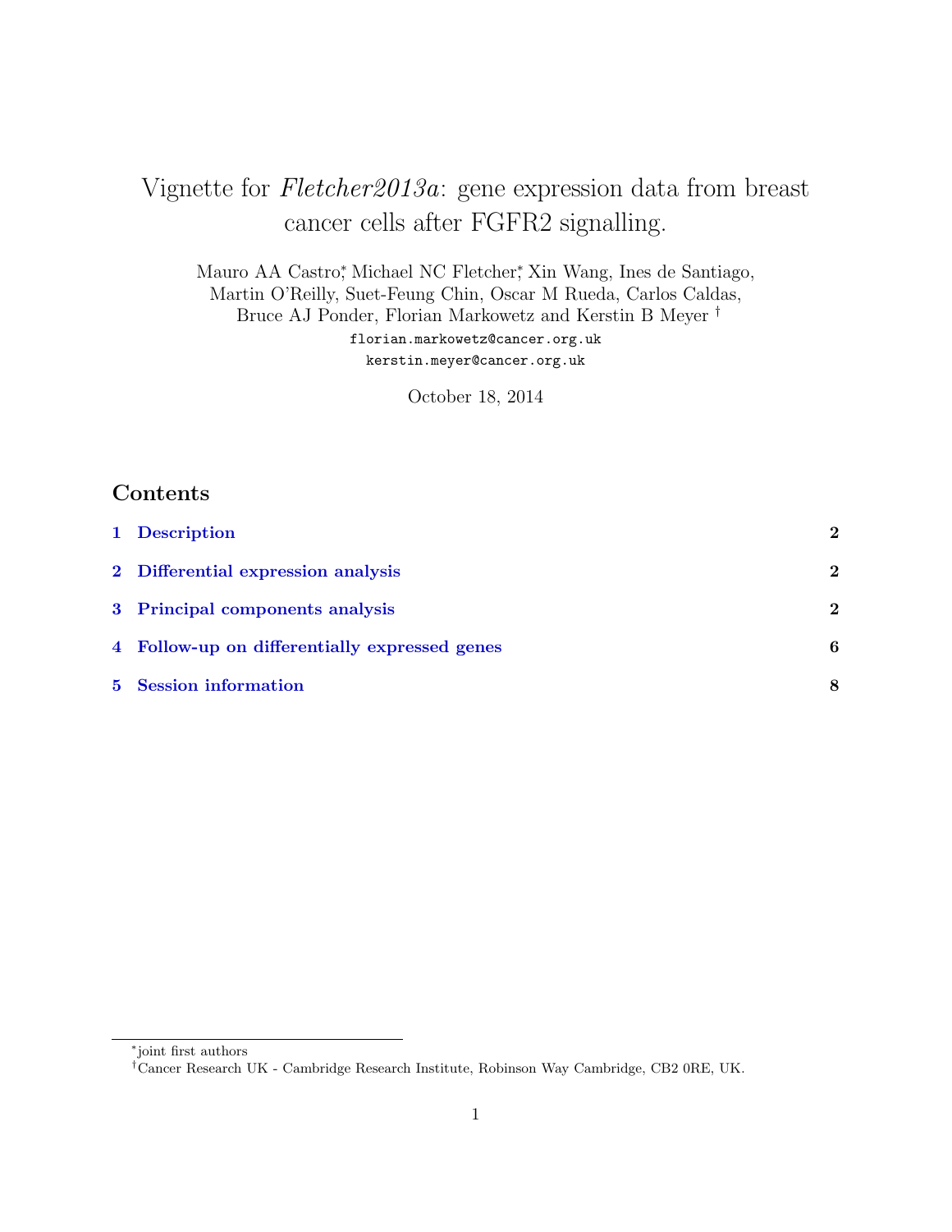# Vignette for *Fletcher2013a*: gene expression data from breast cancer cells after FGFR2 signalling.

Mauro AA Castro,* Michael NC Fletcher,* Xin Wang, Ines de Santiago, Martin O'Reilly, Suet-Feung Chin, Oscar M Rueda, Carlos Caldas, Bruce AJ Ponder, Florian Markowetz and Kerstin B Meyer †

florian.markowetz@cancer.org.uk

kerstin.meyer@cancer.org.uk

October 18, 2014

## Contents

1 Description — 2

2 Differential expression analysis — 2

3 Principal components analysis — 2

4 Follow-up on differentially expressed genes — 6

5 Session information — 8

---

*joint first authors

†Cancer Research UK - Cambridge Research Institute, Robinson Way Cambridge, CB2 0RE, UK.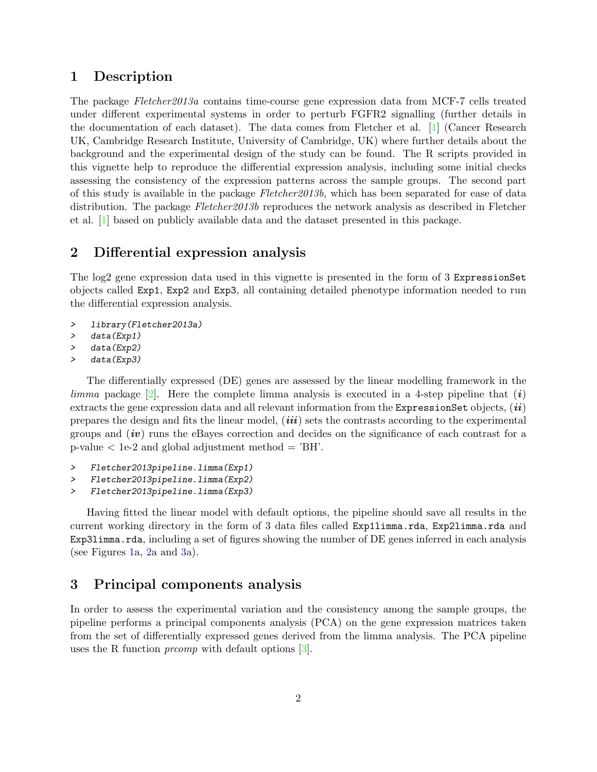## 1 Description

The package *Fletcher2013a* contains time-course gene expression data from MCF-7 cells treated under different experimental systems in order to perturb FGFR2 signalling (further details in the documentation of each dataset). The data comes from Fletcher et al. [1] (Cancer Research UK, Cambridge Research Institute, University of Cambridge, UK) where further details about the background and the experimental design of the study can be found. The R scripts provided in this vignette help to reproduce the differential expression analysis, including some initial checks assessing the consistency of the expression patterns across the sample groups. The second part of this study is available in the package *Fletcher2013b*, which has been separated for ease of data distribution. The package *Fletcher2013b* reproduces the network analysis as described in Fletcher et al. [1] based on publicly available data and the dataset presented in this package.

## 2 Differential expression analysis

The log2 gene expression data used in this vignette is presented in the form of 3 `ExpressionSet` objects called `Exp1`, `Exp2` and `Exp3`, all containing detailed phenotype information needed to run the differential expression analysis.

```
>   library(Fletcher2013a)
>   data(Exp1)
>   data(Exp2)
>   data(Exp3)
```

The differentially expressed (DE) genes are assessed by the linear modelling framework in the *limma* package [2]. Here the complete limma analysis is executed in a 4-step pipeline that (***i***) extracts the gene expression data and all relevant information from the `ExpressionSet` objects, (***ii***) prepares the design and fits the linear model, (***iii***) sets the contrasts according to the experimental groups and (***iv***) runs the eBayes correction and decides on the significance of each contrast for a p-value < 1e-2 and global adjustment method = 'BH'.

```
>   Fletcher2013pipeline.limma(Exp1)
>   Fletcher2013pipeline.limma(Exp2)
>   Fletcher2013pipeline.limma(Exp3)
```

Having fitted the linear model with default options, the pipeline should save all results in the current working directory in the form of 3 data files called `Exp1limma.rda`, `Exp2limma.rda` and `Exp3limma.rda`, including a set of figures showing the number of DE genes inferred in each analysis (see Figures 1a, 2a and 3a).

## 3 Principal components analysis

In order to assess the experimental variation and the consistency among the sample groups, the pipeline performs a principal components analysis (PCA) on the gene expression matrices taken from the set of differentially expressed genes derived from the limma analysis. The PCA pipeline uses the R function *prcomp* with default options [3].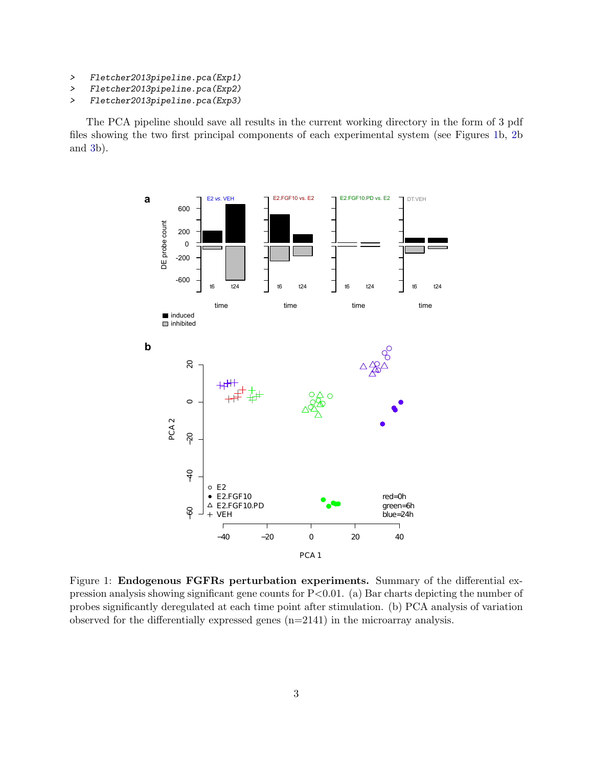```
>   Fletcher2013pipeline.pca(Exp1)
>   Fletcher2013pipeline.pca(Exp2)
>   Fletcher2013pipeline.pca(Exp3)
```

The PCA pipeline should save all results in the current working directory in the form of 3 pdf files showing the two first principal components of each experimental system (see Figures 1b, 2b and 3b).

Figure 1: **Endogenous FGFRs perturbation experiments.** Summary of the differential expression analysis showing significant gene counts for P<0.01. (a) Bar charts depicting the number of probes significantly deregulated at each time point after stimulation. (b) PCA analysis of variation observed for the differentially expressed genes (n=2141) in the microarray analysis.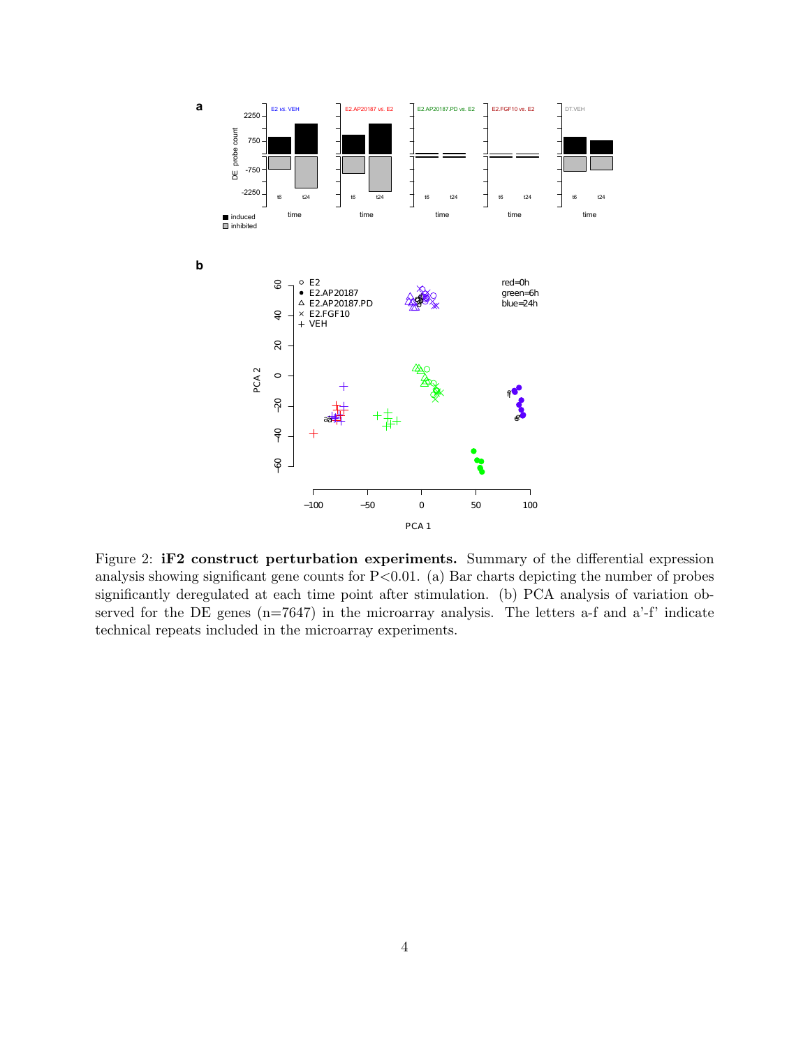Figure 2: **iF2 construct perturbation experiments.** Summary of the differential expression analysis showing significant gene counts for P<0.01. (a) Bar charts depicting the number of probes significantly deregulated at each time point after stimulation. (b) PCA analysis of variation observed for the DE genes (n=7647) in the microarray analysis. The letters a-f and a'-f' indicate technical repeats included in the microarray experiments.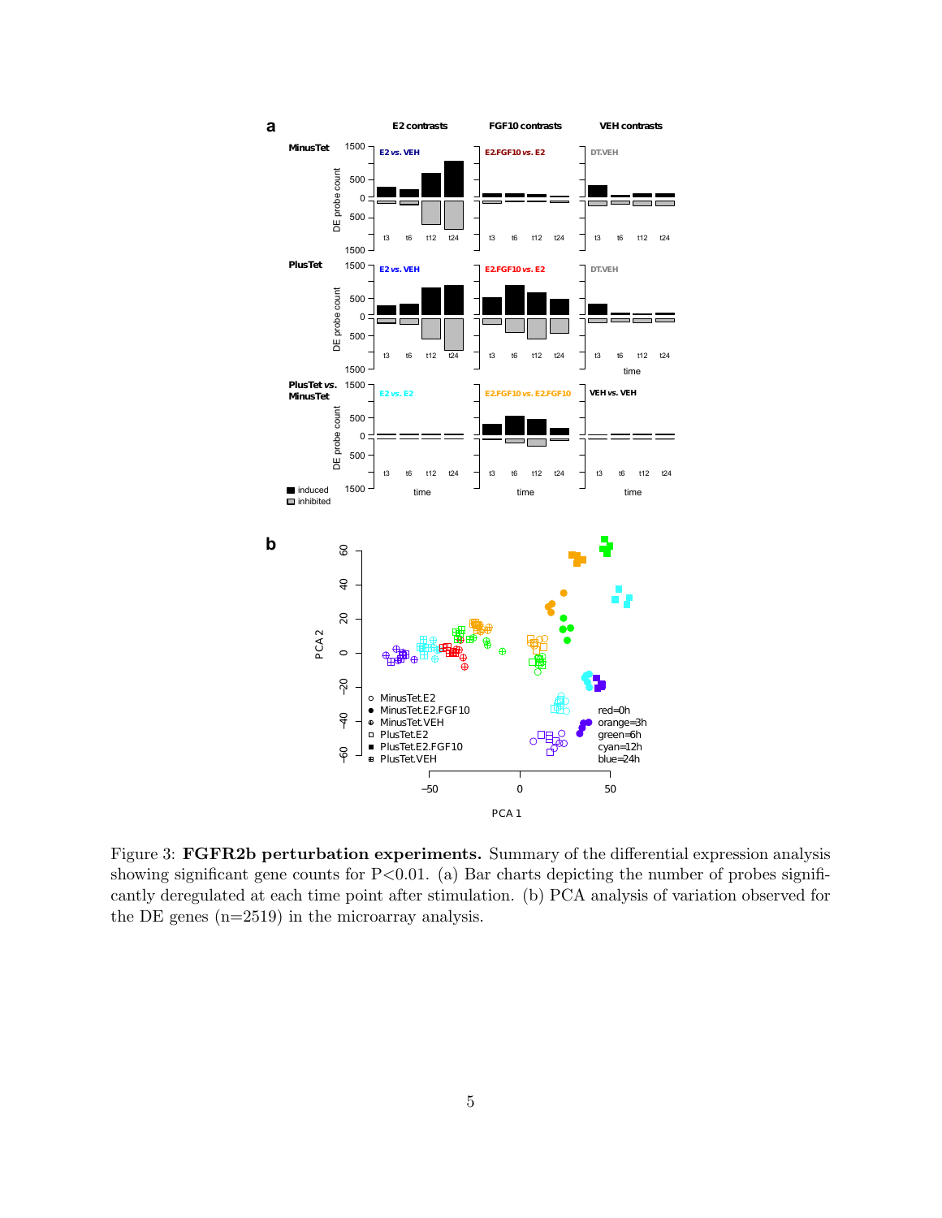Figure 3: **FGFR2b perturbation experiments.** Summary of the differential expression analysis showing significant gene counts for P<0.01. (a) Bar charts depicting the number of probes significantly deregulated at each time point after stimulation. (b) PCA analysis of variation observed for the DE genes (n=2519) in the microarray analysis.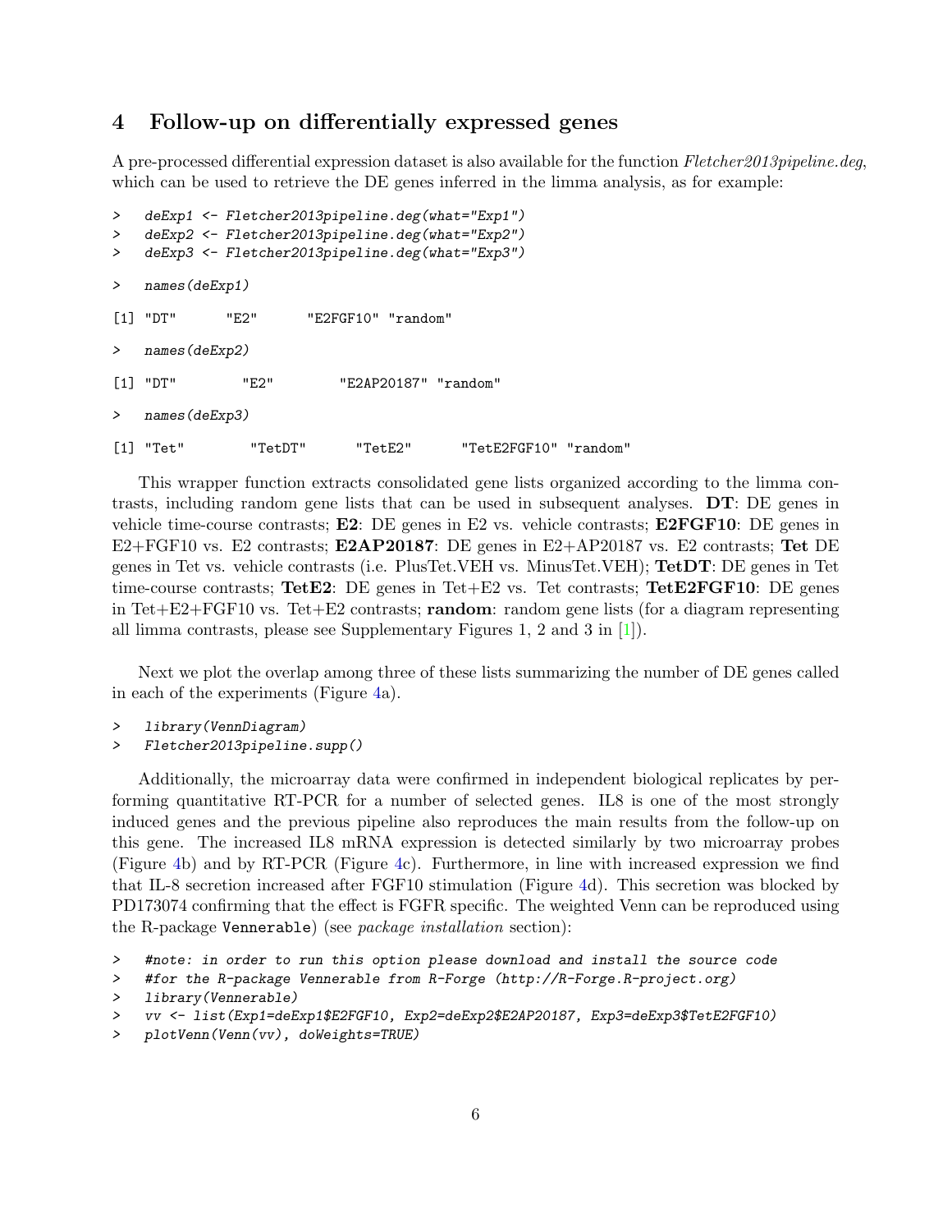## 4 Follow-up on differentially expressed genes

A pre-processed differential expression dataset is also available for the function *Fletcher2013pipeline.deg*, which can be used to retrieve the DE genes inferred in the limma analysis, as for example:

```
>   deExp1 <- Fletcher2013pipeline.deg(what="Exp1")
>   deExp2 <- Fletcher2013pipeline.deg(what="Exp2")
>   deExp3 <- Fletcher2013pipeline.deg(what="Exp3")
```

```
>   names(deExp1)
```

```
[1] "DT"      "E2"      "E2FGF10" "random"
```

```
>   names(deExp2)
```

```
[1] "DT"        "E2"        "E2AP20187" "random"
```

```
>   names(deExp3)
```

```
[1] "Tet"        "TetDT"      "TetE2"      "TetE2FGF10" "random"
```

This wrapper function extracts consolidated gene lists organized according to the limma contrasts, including random gene lists that can be used in subsequent analyses. **DT**: DE genes in vehicle time-course contrasts; **E2**: DE genes in E2 vs. vehicle contrasts; **E2FGF10**: DE genes in E2+FGF10 vs. E2 contrasts; **E2AP20187**: DE genes in E2+AP20187 vs. E2 contrasts; **Tet** DE genes in Tet vs. vehicle contrasts (i.e. PlusTet.VEH vs. MinusTet.VEH); **TetDT**: DE genes in Tet time-course contrasts; **TetE2**: DE genes in Tet+E2 vs. Tet contrasts; **TetE2FGF10**: DE genes in Tet+E2+FGF10 vs. Tet+E2 contrasts; **random**: random gene lists (for a diagram representing all limma contrasts, please see Supplementary Figures 1, 2 and 3 in [1]).

Next we plot the overlap among three of these lists summarizing the number of DE genes called in each of the experiments (Figure 4a).

```
>   library(VennDiagram)
>   Fletcher2013pipeline.supp()
```

Additionally, the microarray data were confirmed in independent biological replicates by performing quantitative RT-PCR for a number of selected genes. IL8 is one of the most strongly induced genes and the previous pipeline also reproduces the main results from the follow-up on this gene. The increased IL8 mRNA expression is detected similarly by two microarray probes (Figure 4b) and by RT-PCR (Figure 4c). Furthermore, in line with increased expression we find that IL-8 secretion increased after FGF10 stimulation (Figure 4d). This secretion was blocked by PD173074 confirming that the effect is FGFR specific. The weighted Venn can be reproduced using the R-package `Vennerable`) (see *package installation* section):

```
>   #note: in order to run this option please download and install the source code
>   #for the R-package Vennerable from R-Forge (http://R-Forge.R-project.org)
>   library(Vennerable)
>   vv <- list(Exp1=deExp1$E2FGF10, Exp2=deExp2$E2AP20187, Exp3=deExp3$TetE2FGF10)
>   plotVenn(Venn(vv), doWeights=TRUE)
```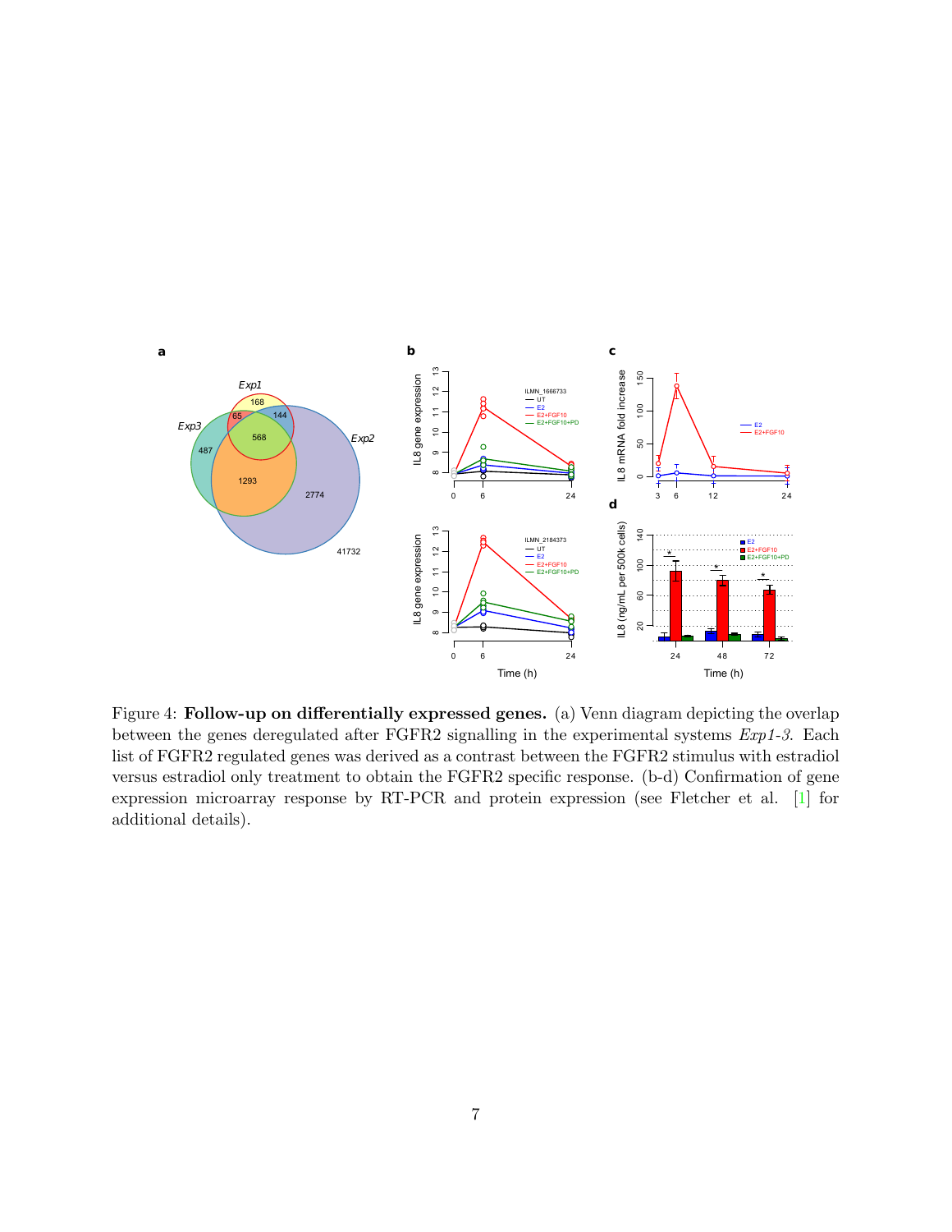Figure 4: **Follow-up on differentially expressed genes.** (a) Venn diagram depicting the overlap between the genes deregulated after FGFR2 signalling in the experimental systems *Exp1-3*. Each list of FGFR2 regulated genes was derived as a contrast between the FGFR2 stimulus with estradiol versus estradiol only treatment to obtain the FGFR2 specific response. (b-d) Confirmation of gene expression microarray response by RT-PCR and protein expression (see Fletcher et al. [1] for additional details).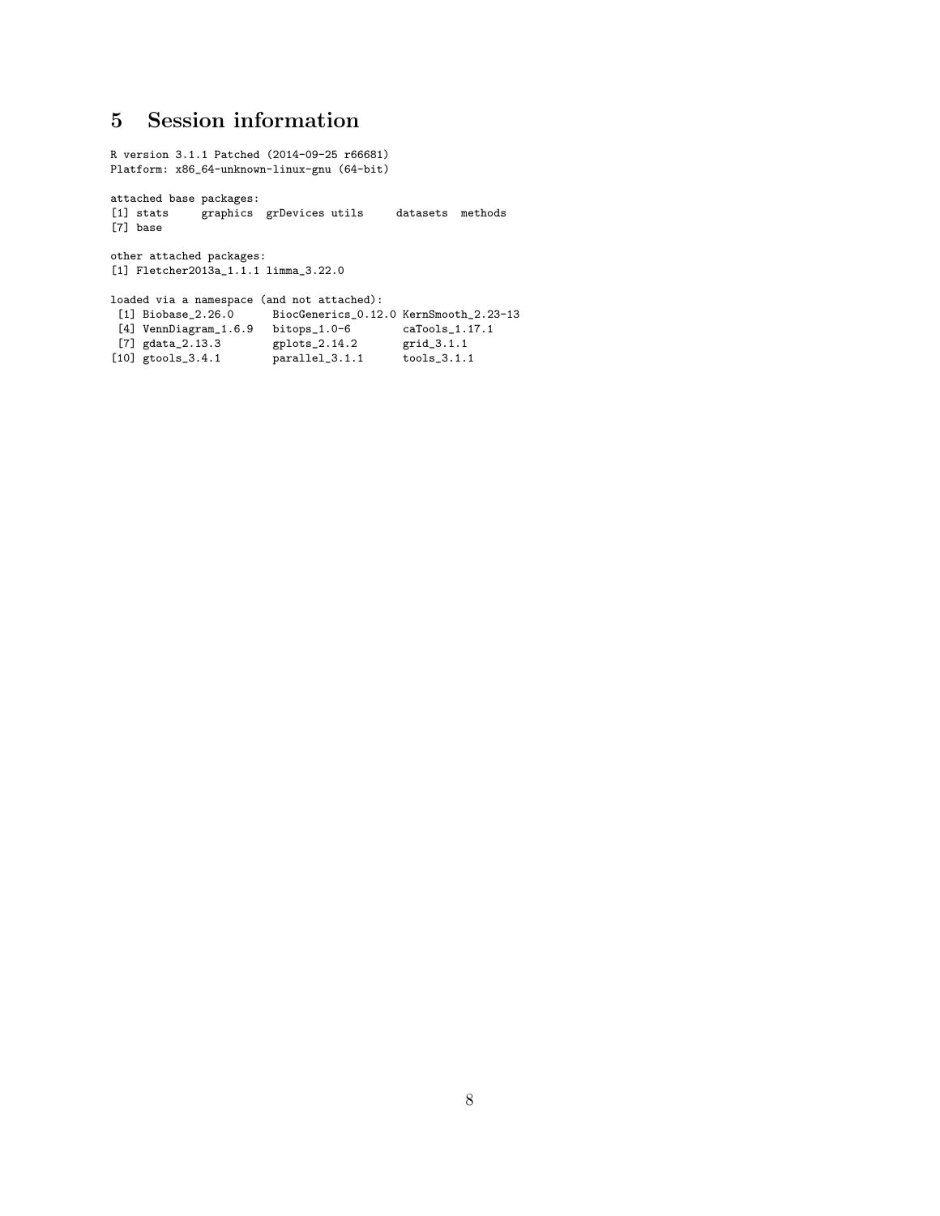# 5 Session information

```
R version 3.1.1 Patched (2014-09-25 r66681)
Platform: x86_64-unknown-linux-gnu (64-bit)

attached base packages:
[1] stats     graphics  grDevices utils     datasets  methods
[7] base

other attached packages:
[1] Fletcher2013a_1.1.1 limma_3.22.0

loaded via a namespace (and not attached):
 [1] Biobase_2.26.0      BiocGenerics_0.12.0 KernSmooth_2.23-13
 [4] VennDiagram_1.6.9   bitops_1.0-6        caTools_1.17.1
 [7] gdata_2.13.3        gplots_2.14.2       grid_3.1.1
[10] gtools_3.4.1        parallel_3.1.1      tools_3.1.1
```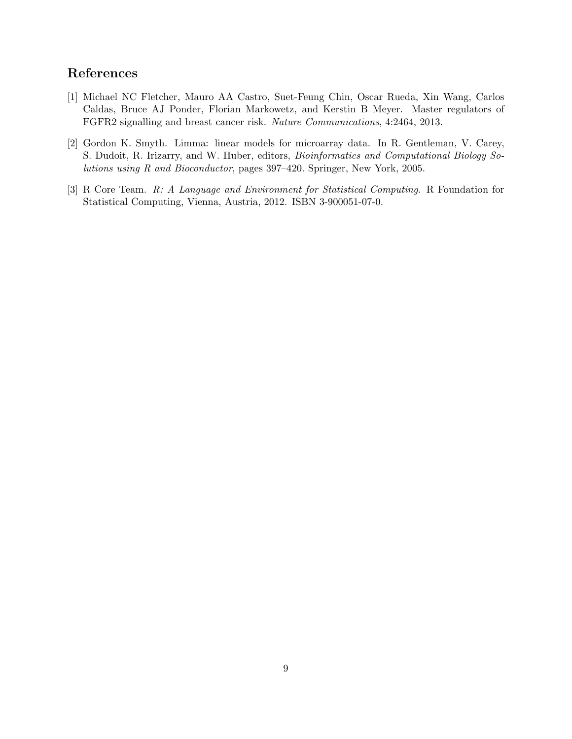## References

[1] Michael NC Fletcher, Mauro AA Castro, Suet-Feung Chin, Oscar Rueda, Xin Wang, Carlos Caldas, Bruce AJ Ponder, Florian Markowetz, and Kerstin B Meyer. Master regulators of FGFR2 signalling and breast cancer risk. *Nature Communications*, 4:2464, 2013.

[2] Gordon K. Smyth. Limma: linear models for microarray data. In R. Gentleman, V. Carey, S. Dudoit, R. Irizarry, and W. Huber, editors, *Bioinformatics and Computational Biology Solutions using R and Bioconductor*, pages 397–420. Springer, New York, 2005.

[3] R Core Team. *R: A Language and Environment for Statistical Computing*. R Foundation for Statistical Computing, Vienna, Austria, 2012. ISBN 3-900051-07-0.